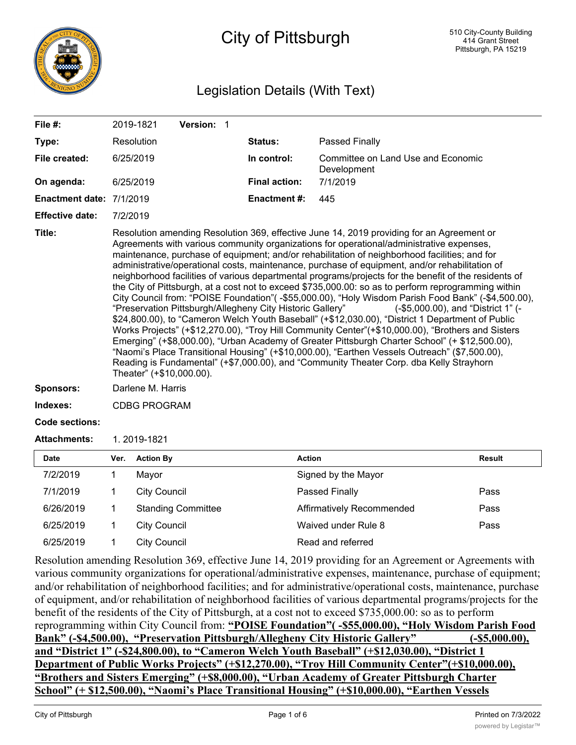# City of Pittsburgh

510 City-County Building
414 Grant Street
Pittsburgh, PA 15219

## Legislation Details (With Text)

| | | | |
|---|---|---|---|
| **File #:** | 2019-1821 **Version:** 1 | | |
| **Type:** | Resolution | **Status:** | Passed Finally |
| **File created:** | 6/25/2019 | **In control:** | Committee on Land Use and Economic Development |
| **On agenda:** | 6/25/2019 | **Final action:** | 7/1/2019 |
| **Enactment date:** | 7/1/2019 | **Enactment #:** | 445 |
| **Effective date:** | 7/2/2019 | | |

**Title:** Resolution amending Resolution 369, effective June 14, 2019 providing for an Agreement or Agreements with various community organizations for operational/administrative expenses, maintenance, purchase of equipment; and/or rehabilitation of neighborhood facilities; and for administrative/operational costs, maintenance, purchase of equipment, and/or rehabilitation of neighborhood facilities of various departmental programs/projects for the benefit of the residents of the City of Pittsburgh, at a cost not to exceed $735,000.00: so as to perform reprogramming within City Council from: "POISE Foundation"( -$55,000.00), "Holy Wisdom Parish Food Bank" (-$4,500.00), "Preservation Pittsburgh/Allegheny City Historic Gallery" (-$5,000.00), and "District 1" (-$24,800.00), to "Cameron Welch Youth Baseball" (+$12,030.00), "District 1 Department of Public Works Projects" (+$12,270.00), "Troy Hill Community Center"(+$10,000.00), "Brothers and Sisters Emerging" (+$8,000.00), "Urban Academy of Greater Pittsburgh Charter School" (+ $12,500.00), "Naomi's Place Transitional Housing" (+$10,000.00), "Earthen Vessels Outreach" ($7,500.00), Reading is Fundamental" (+$7,000.00), and "Community Theater Corp. dba Kelly Strayhorn Theater" (+$10,000.00).

**Sponsors:** Darlene M. Harris

**Indexes:** CDBG PROGRAM

**Code sections:**

**Attachments:** 1. 2019-1821

| Date | Ver. | Action By | Action | Result |
|---|---|---|---|---|
| 7/2/2019 | 1 | Mayor | Signed by the Mayor | |
| 7/1/2019 | 1 | City Council | Passed Finally | Pass |
| 6/26/2019 | 1 | Standing Committee | Affirmatively Recommended | Pass |
| 6/25/2019 | 1 | City Council | Waived under Rule 8 | Pass |
| 6/25/2019 | 1 | City Council | Read and referred | |

Resolution amending Resolution 369, effective June 14, 2019 providing for an Agreement or Agreements with various community organizations for operational/administrative expenses, maintenance, purchase of equipment; and/or rehabilitation of neighborhood facilities; and for administrative/operational costs, maintenance, purchase of equipment, and/or rehabilitation of neighborhood facilities of various departmental programs/projects for the benefit of the residents of the City of Pittsburgh, at a cost not to exceed $735,000.00: so as to perform reprogramming within City Council from: **"POISE Foundation"( -$55,000.00), "Holy Wisdom Parish Food Bank" (-$4,500.00), "Preservation Pittsburgh/Allegheny City Historic Gallery" (-$5,000.00), and "District 1" (-$24,800.00), to "Cameron Welch Youth Baseball" (+$12,030.00), "District 1 Department of Public Works Projects" (+$12,270.00), "Troy Hill Community Center"(+$10,000.00), "Brothers and Sisters Emerging" (+$8,000.00), "Urban Academy of Greater Pittsburgh Charter School" (+ $12,500.00), "Naomi's Place Transitional Housing" (+$10,000.00), "Earthen Vessels**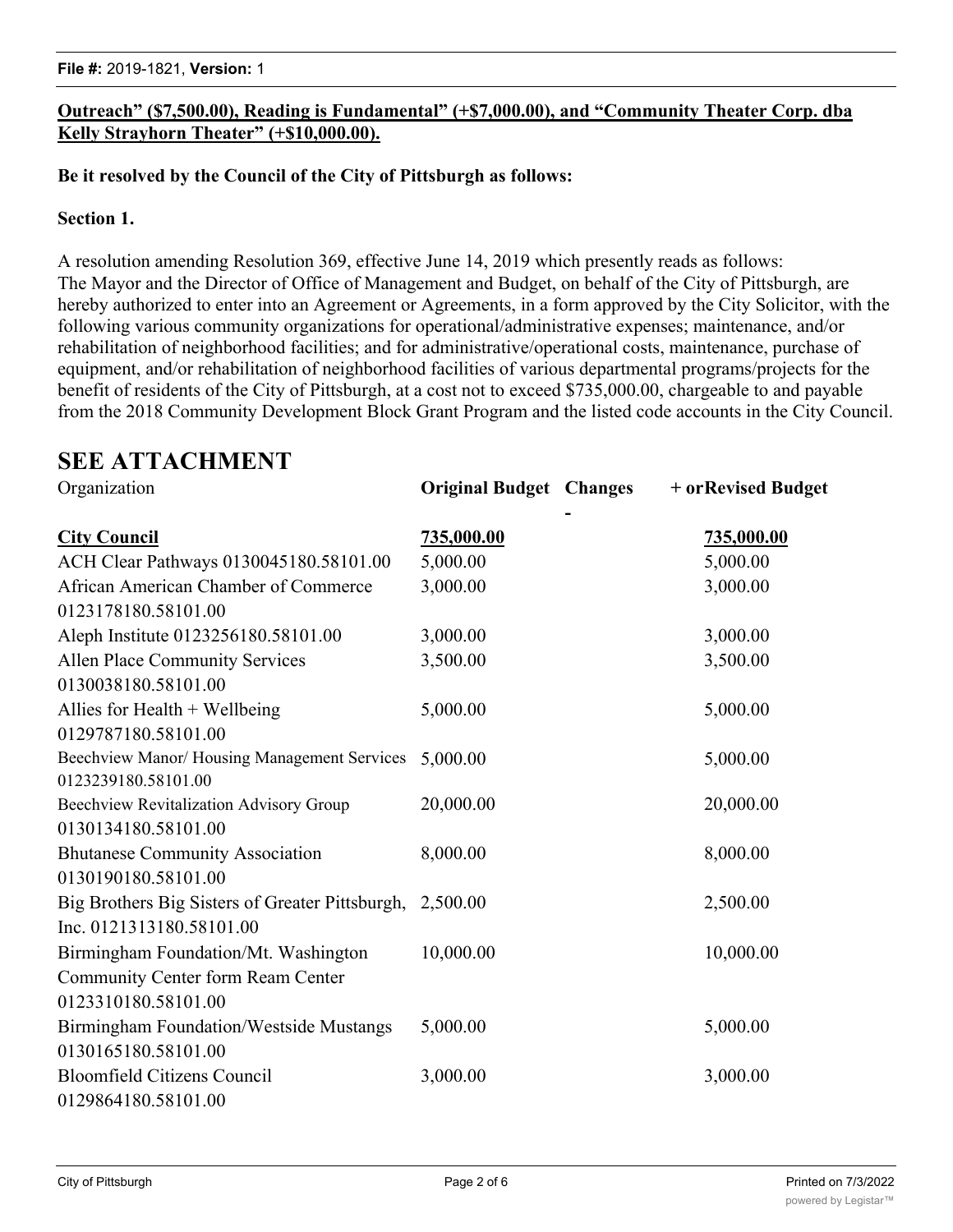**Outreach" ($7,500.00), Reading is Fundamental" (+$7,000.00), and "Community Theater Corp. dba Kelly Strayhorn Theater" (+$10,000.00).**

**Be it resolved by the Council of the City of Pittsburgh as follows:**

**Section 1.**

A resolution amending Resolution 369, effective June 14, 2019 which presently reads as follows:
The Mayor and the Director of Office of Management and Budget, on behalf of the City of Pittsburgh, are hereby authorized to enter into an Agreement or Agreements, in a form approved by the City Solicitor, with the following various community organizations for operational/administrative expenses; maintenance, and/or rehabilitation of neighborhood facilities; and for administrative/operational costs, maintenance, purchase of equipment, and/or rehabilitation of neighborhood facilities of various departmental programs/projects for the benefit of residents of the City of Pittsburgh, at a cost not to exceed $735,000.00, chargeable to and payable from the 2018 Community Development Block Grant Program and the listed code accounts in the City Council.

# SEE ATTACHMENT

| Organization | **Original Budget** | **Changes + or -** | **Revised Budget** |
|---|---|---|---|
| **City Council** | **735,000.00** | | **735,000.00** |
| ACH Clear Pathways 0130045180.58101.00 | 5,000.00 | | 5,000.00 |
| African American Chamber of Commerce 0123178180.58101.00 | 3,000.00 | | 3,000.00 |
| Aleph Institute 0123256180.58101.00 | 3,000.00 | | 3,000.00 |
| Allen Place Community Services 0130038180.58101.00 | 3,500.00 | | 3,500.00 |
| Allies for Health + Wellbeing 0129787180.58101.00 | 5,000.00 | | 5,000.00 |
| Beechview Manor/ Housing Management Services 0123239180.58101.00 | 5,000.00 | | 5,000.00 |
| Beechview Revitalization Advisory Group 0130134180.58101.00 | 20,000.00 | | 20,000.00 |
| Bhutanese Community Association 0130190180.58101.00 | 8,000.00 | | 8,000.00 |
| Big Brothers Big Sisters of Greater Pittsburgh, Inc. 0121313180.58101.00 | 2,500.00 | | 2,500.00 |
| Birmingham Foundation/Mt. Washington Community Center form Ream Center 0123310180.58101.00 | 10,000.00 | | 10,000.00 |
| Birmingham Foundation/Westside Mustangs 0130165180.58101.00 | 5,000.00 | | 5,000.00 |
| Bloomfield Citizens Council 0129864180.58101.00 | 3,000.00 | | 3,000.00 |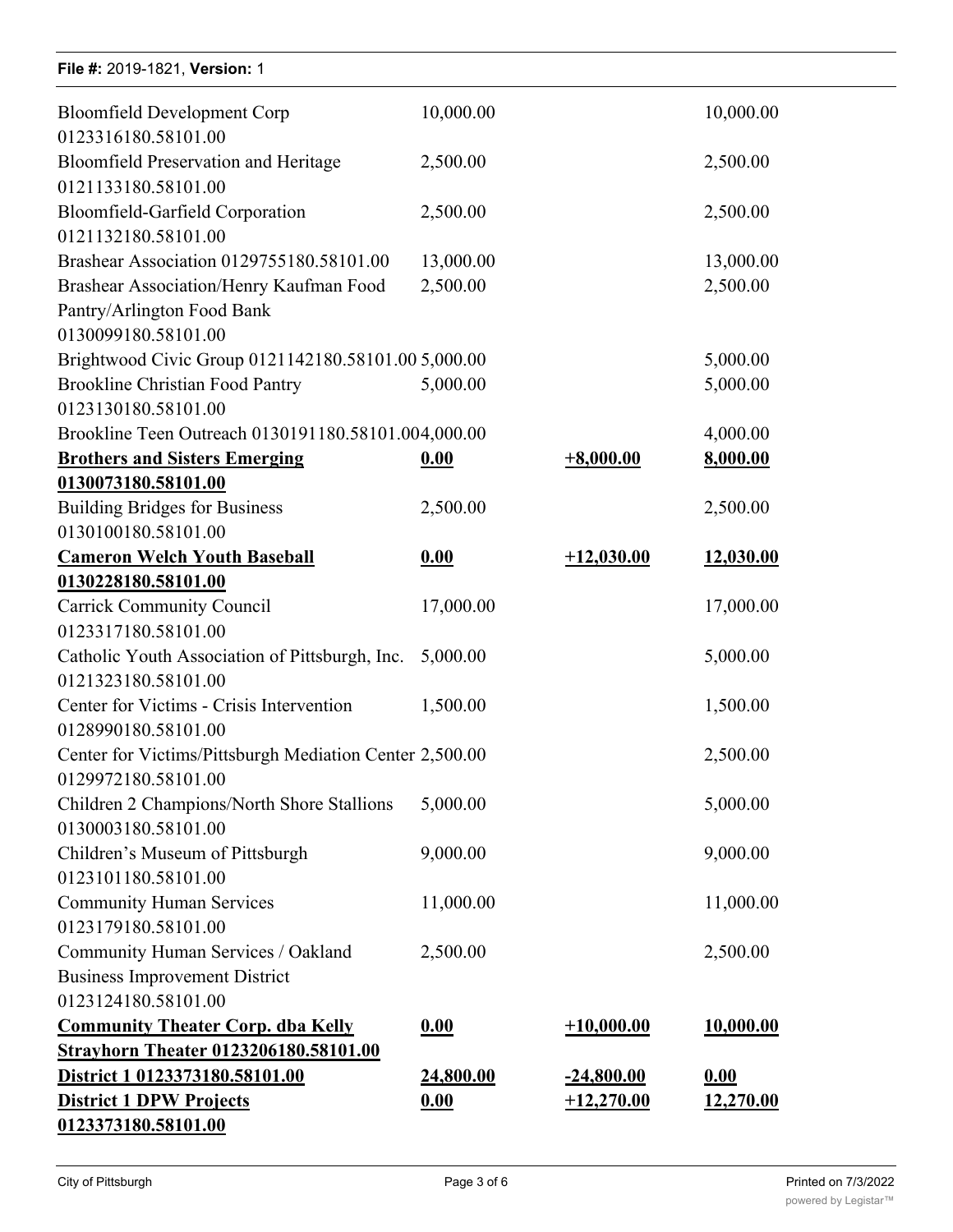| | | | |
|---|---|---|---|
| Bloomfield Development Corp 0123316180.58101.00 | 10,000.00 | | 10,000.00 |
| Bloomfield Preservation and Heritage 0121133180.58101.00 | 2,500.00 | | 2,500.00 |
| Bloomfield-Garfield Corporation 0121132180.58101.00 | 2,500.00 | | 2,500.00 |
| Brashear Association 0129755180.58101.00 | 13,000.00 | | 13,000.00 |
| Brashear Association/Henry Kaufman Food Pantry/Arlington Food Bank 0130099180.58101.00 | 2,500.00 | | 2,500.00 |
| Brightwood Civic Group 0121142180.58101.00 | 5,000.00 | | 5,000.00 |
| Brookline Christian Food Pantry 0123130180.58101.00 | 5,000.00 | | 5,000.00 |
| Brookline Teen Outreach 0130191180.58101.00 | 4,000.00 | | 4,000.00 |
| **Brothers and Sisters Emerging 0130073180.58101.00** | **0.00** | **+8,000.00** | **8,000.00** |
| Building Bridges for Business 0130100180.58101.00 | 2,500.00 | | 2,500.00 |
| **Cameron Welch Youth Baseball 0130228180.58101.00** | **0.00** | **+12,030.00** | **12,030.00** |
| Carrick Community Council 0123317180.58101.00 | 17,000.00 | | 17,000.00 |
| Catholic Youth Association of Pittsburgh, Inc. 0121323180.58101.00 | 5,000.00 | | 5,000.00 |
| Center for Victims - Crisis Intervention 0128990180.58101.00 | 1,500.00 | | 1,500.00 |
| Center for Victims/Pittsburgh Mediation Center 0129972180.58101.00 | 2,500.00 | | 2,500.00 |
| Children 2 Champions/North Shore Stallions 0130003180.58101.00 | 5,000.00 | | 5,000.00 |
| Children's Museum of Pittsburgh 0123101180.58101.00 | 9,000.00 | | 9,000.00 |
| Community Human Services 0123179180.58101.00 | 11,000.00 | | 11,000.00 |
| Community Human Services / Oakland Business Improvement District 0123124180.58101.00 | 2,500.00 | | 2,500.00 |
| **Community Theater Corp. dba Kelly Strayhorn Theater 0123206180.58101.00** | **0.00** | **+10,000.00** | **10,000.00** |
| **District 1 0123373180.58101.00** | **24,800.00** | **-24,800.00** | **0.00** |
| **District 1 DPW Projects 0123373180.58101.00** | **0.00** | **+12,270.00** | **12,270.00** |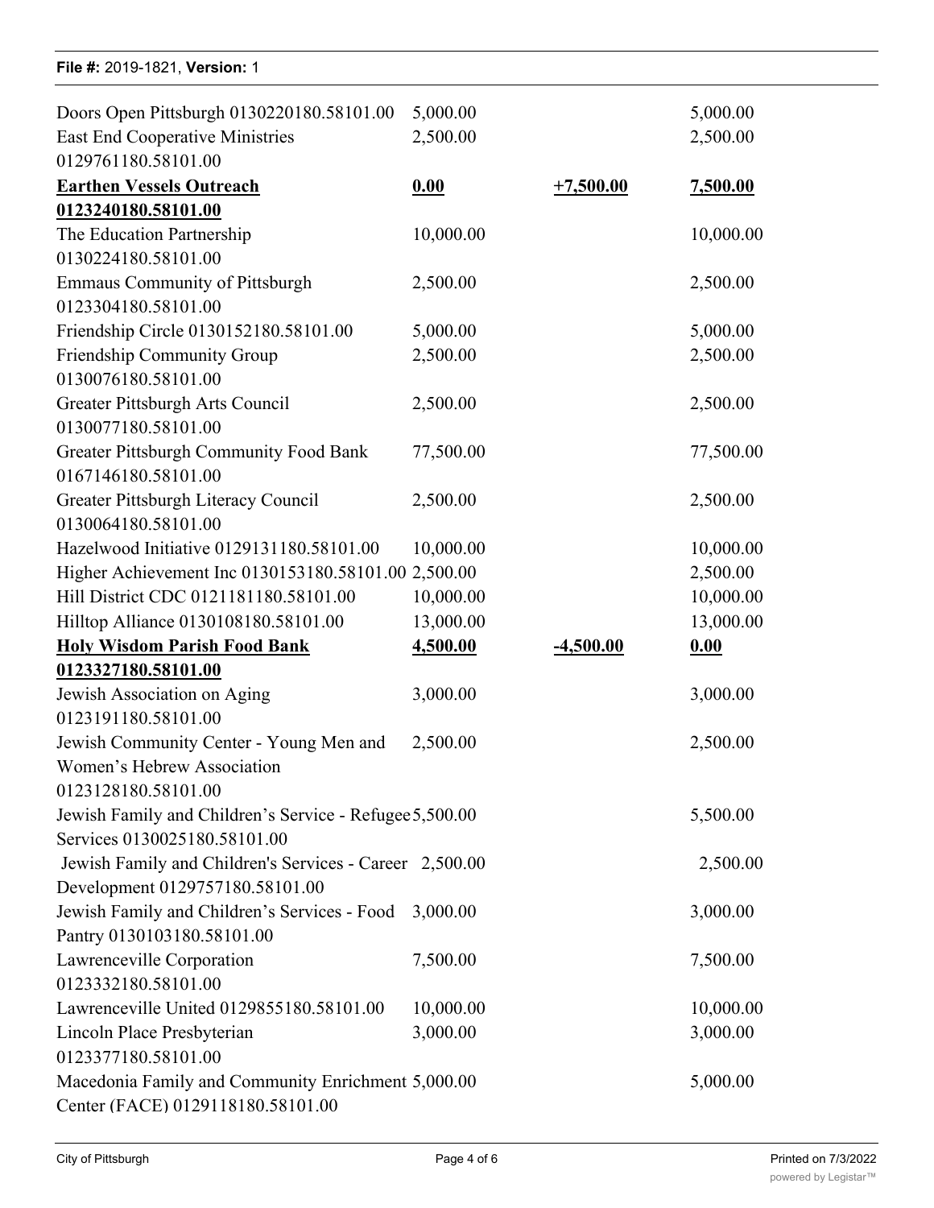| | | | |
|---|---|---|---|
| Doors Open Pittsburgh 0130220180.58101.00 | 5,000.00 | | 5,000.00 |
| East End Cooperative Ministries 0129761180.58101.00 | 2,500.00 | | 2,500.00 |
| **Earthen Vessels Outreach 0123240180.58101.00** | **0.00** | **+7,500.00** | **7,500.00** |
| The Education Partnership 0130224180.58101.00 | 10,000.00 | | 10,000.00 |
| Emmaus Community of Pittsburgh 0123304180.58101.00 | 2,500.00 | | 2,500.00 |
| Friendship Circle 0130152180.58101.00 | 5,000.00 | | 5,000.00 |
| Friendship Community Group 0130076180.58101.00 | 2,500.00 | | 2,500.00 |
| Greater Pittsburgh Arts Council 0130077180.58101.00 | 2,500.00 | | 2,500.00 |
| Greater Pittsburgh Community Food Bank 0167146180.58101.00 | 77,500.00 | | 77,500.00 |
| Greater Pittsburgh Literacy Council 0130064180.58101.00 | 2,500.00 | | 2,500.00 |
| Hazelwood Initiative 0129131180.58101.00 | 10,000.00 | | 10,000.00 |
| Higher Achievement Inc 0130153180.58101.00 | 2,500.00 | | 2,500.00 |
| Hill District CDC 0121181180.58101.00 | 10,000.00 | | 10,000.00 |
| Hilltop Alliance 0130108180.58101.00 | 13,000.00 | | 13,000.00 |
| **Holy Wisdom Parish Food Bank 0123327180.58101.00** | **4,500.00** | **-4,500.00** | **0.00** |
| Jewish Association on Aging 0123191180.58101.00 | 3,000.00 | | 3,000.00 |
| Jewish Community Center - Young Men and Women's Hebrew Association 0123128180.58101.00 | 2,500.00 | | 2,500.00 |
| Jewish Family and Children's Service - Refugee Services 0130025180.58101.00 | 5,500.00 | | 5,500.00 |
| Jewish Family and Children's Services - Career Development 0129757180.58101.00 | 2,500.00 | | 2,500.00 |
| Jewish Family and Children's Services - Food Pantry 0130103180.58101.00 | 3,000.00 | | 3,000.00 |
| Lawrenceville Corporation 0123332180.58101.00 | 7,500.00 | | 7,500.00 |
| Lawrenceville United 0129855180.58101.00 | 10,000.00 | | 10,000.00 |
| Lincoln Place Presbyterian 0123377180.58101.00 | 3,000.00 | | 3,000.00 |
| Macedonia Family and Community Enrichment Center (FACE) 0129118180.58101.00 | 5,000.00 | | 5,000.00 |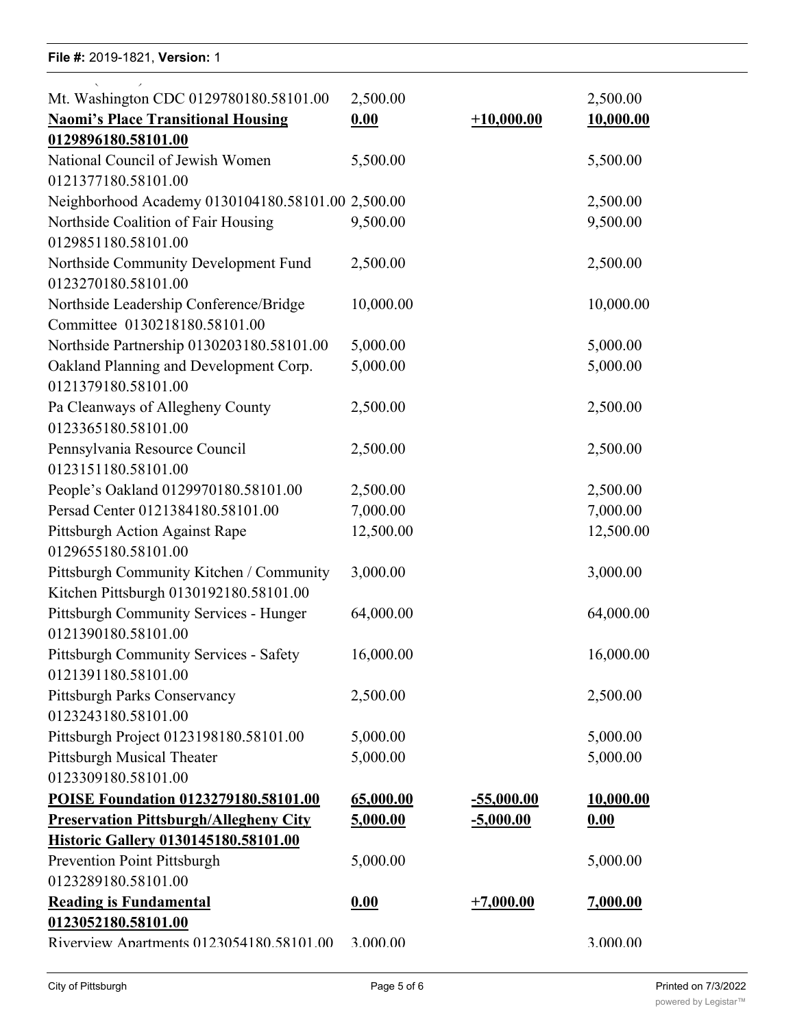| | | | |
|---|---|---|---|
| Mt. Washington CDC 0129780180.58101.00 | 2,500.00 | | 2,500.00 |
| **Naomi's Place Transitional Housing 0129896180.58101.00** | **0.00** | **+10,000.00** | **10,000.00** |
| National Council of Jewish Women 0121377180.58101.00 | 5,500.00 | | 5,500.00 |
| Neighborhood Academy 0130104180.58101.00 | 2,500.00 | | 2,500.00 |
| Northside Coalition of Fair Housing 0129851180.58101.00 | 9,500.00 | | 9,500.00 |
| Northside Community Development Fund 0123270180.58101.00 | 2,500.00 | | 2,500.00 |
| Northside Leadership Conference/Bridge Committee 0130218180.58101.00 | 10,000.00 | | 10,000.00 |
| Northside Partnership 0130203180.58101.00 | 5,000.00 | | 5,000.00 |
| Oakland Planning and Development Corp. 0121379180.58101.00 | 5,000.00 | | 5,000.00 |
| Pa Cleanways of Allegheny County 0123365180.58101.00 | 2,500.00 | | 2,500.00 |
| Pennsylvania Resource Council 0123151180.58101.00 | 2,500.00 | | 2,500.00 |
| People's Oakland 0129970180.58101.00 | 2,500.00 | | 2,500.00 |
| Persad Center 0121384180.58101.00 | 7,000.00 | | 7,000.00 |
| Pittsburgh Action Against Rape 0129655180.58101.00 | 12,500.00 | | 12,500.00 |
| Pittsburgh Community Kitchen / Community Kitchen Pittsburgh 0130192180.58101.00 | 3,000.00 | | 3,000.00 |
| Pittsburgh Community Services - Hunger 0121390180.58101.00 | 64,000.00 | | 64,000.00 |
| Pittsburgh Community Services - Safety 0121391180.58101.00 | 16,000.00 | | 16,000.00 |
| Pittsburgh Parks Conservancy 0123243180.58101.00 | 2,500.00 | | 2,500.00 |
| Pittsburgh Project 0123198180.58101.00 | 5,000.00 | | 5,000.00 |
| Pittsburgh Musical Theater 0123309180.58101.00 | 5,000.00 | | 5,000.00 |
| **POISE Foundation 0123279180.58101.00** | **65,000.00** | **-55,000.00** | **10,000.00** |
| **Preservation Pittsburgh/Allegheny City Historic Gallery 0130145180.58101.00** | **5,000.00** | **-5,000.00** | **0.00** |
| Prevention Point Pittsburgh 0123289180.58101.00 | 5,000.00 | | 5,000.00 |
| **Reading is Fundamental 0123052180.58101.00** | **0.00** | **+7,000.00** | **7,000.00** |
| Riverview Apartments 0123054180.58101.00 | 3,000.00 | | 3,000.00 |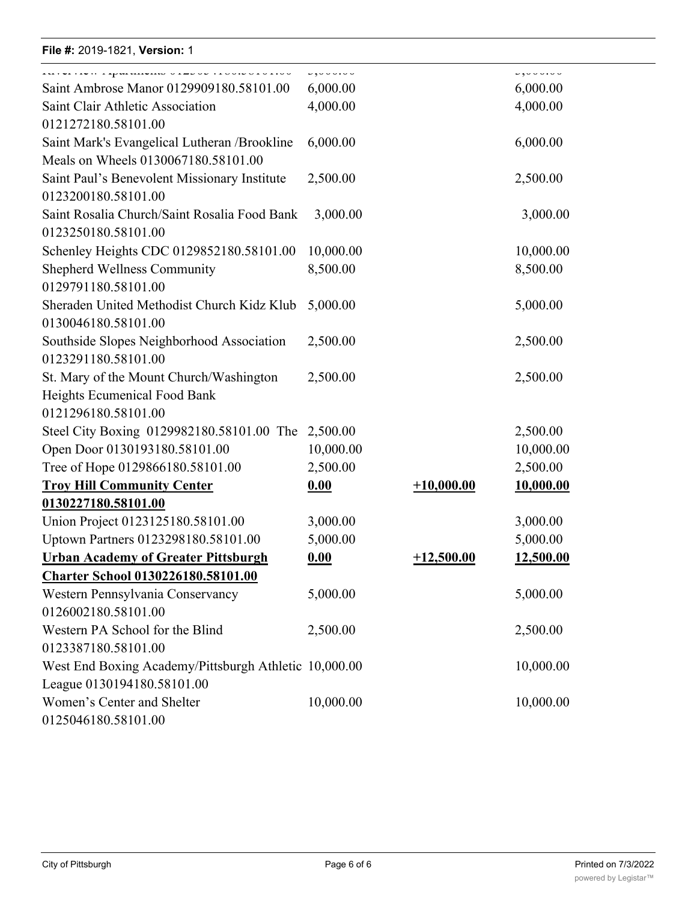| | | | |
|---|---|---|---|
| Riverview Apartments 0129954180.58101.00 | 5,000.00 | | 5,000.00 |
| Saint Ambrose Manor 0129909180.58101.00 | 6,000.00 | | 6,000.00 |
| Saint Clair Athletic Association 0121272180.58101.00 | 4,000.00 | | 4,000.00 |
| Saint Mark's Evangelical Lutheran /Brookline Meals on Wheels 0130067180.58101.00 | 6,000.00 | | 6,000.00 |
| Saint Paul's Benevolent Missionary Institute 0123200180.58101.00 | 2,500.00 | | 2,500.00 |
| Saint Rosalia Church/Saint Rosalia Food Bank 0123250180.58101.00 | 3,000.00 | | 3,000.00 |
| Schenley Heights CDC 0129852180.58101.00 | 10,000.00 | | 10,000.00 |
| Shepherd Wellness Community 0129791180.58101.00 | 8,500.00 | | 8,500.00 |
| Sheraden United Methodist Church Kidz Klub 0130046180.58101.00 | 5,000.00 | | 5,000.00 |
| Southside Slopes Neighborhood Association 0123291180.58101.00 | 2,500.00 | | 2,500.00 |
| St. Mary of the Mount Church/Washington Heights Ecumenical Food Bank 0121296180.58101.00 | 2,500.00 | | 2,500.00 |
| Steel City Boxing 0129982180.58101.00 | 2,500.00 | | 2,500.00 |
| The Open Door 0130193180.58101.00 | 10,000.00 | | 10,000.00 |
| Tree of Hope 0129866180.58101.00 | 2,500.00 | | 2,500.00 |
| **Troy Hill Community Center 0130227180.58101.00** | **0.00** | **+10,000.00** | **10,000.00** |
| Union Project 0123125180.58101.00 | 3,000.00 | | 3,000.00 |
| Uptown Partners 0123298180.58101.00 | 5,000.00 | | 5,000.00 |
| **Urban Academy of Greater Pittsburgh Charter School 0130226180.58101.00** | **0.00** | **+12,500.00** | **12,500.00** |
| Western Pennsylvania Conservancy 0126002180.58101.00 | 5,000.00 | | 5,000.00 |
| Western PA School for the Blind 0123387180.58101.00 | 2,500.00 | | 2,500.00 |
| West End Boxing Academy/Pittsburgh Athletic League 0130194180.58101.00 | 10,000.00 | | 10,000.00 |
| Women's Center and Shelter 0125046180.58101.00 | 10,000.00 | | 10,000.00 |